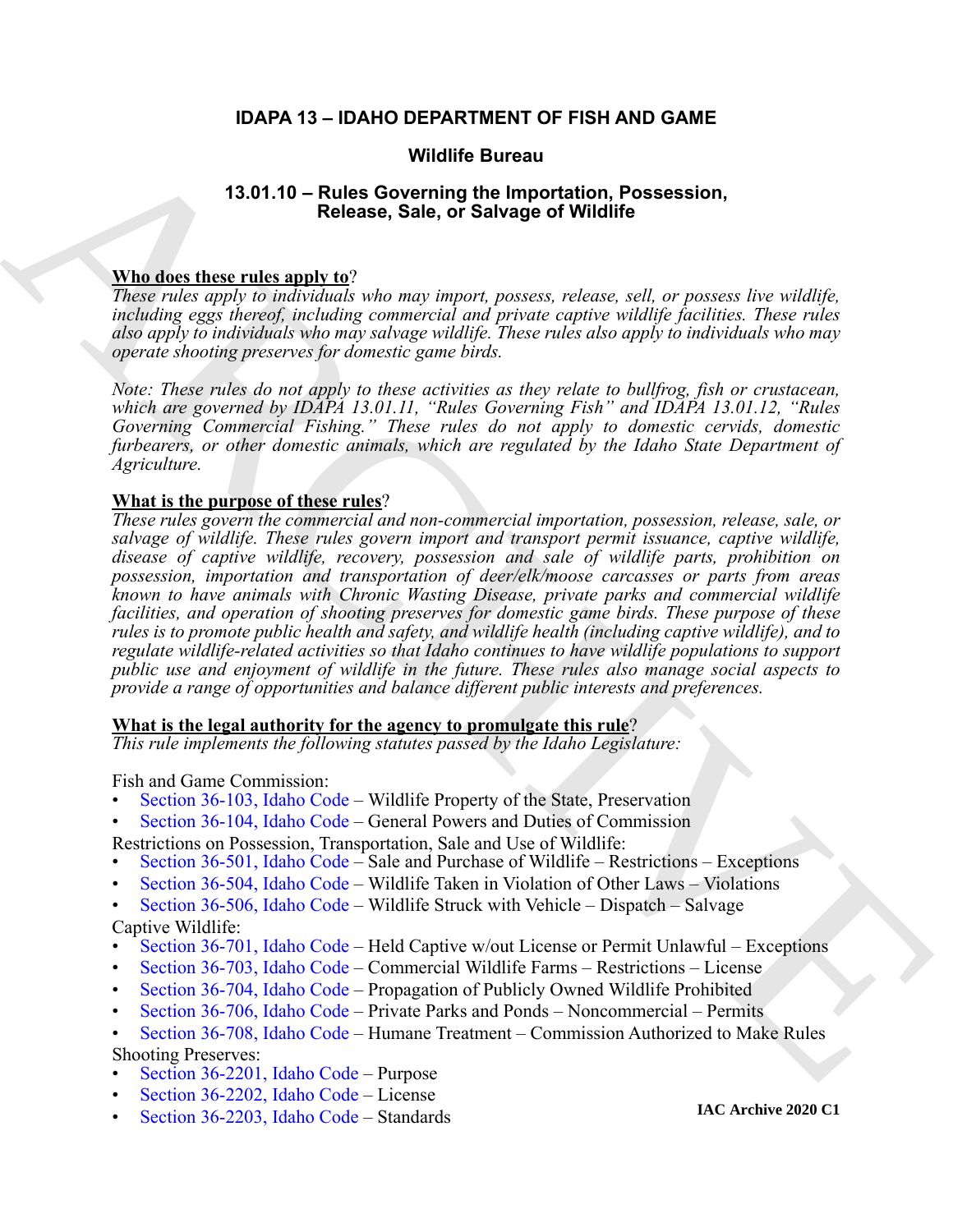# IDAPA 13 – IDAHO DEPARTMENT OF FISH AND GAME

## Wildlife Bureau

## 13.01.10 – Rules Governing the Importation, Possession, Release, Sale, or Salvage of Wildlife

**Who does these rules apply to?**

*These rules apply to individuals who may import, possess, release, sell, or possess live wildlife, including eggs thereof, including commercial and private captive wildlife facilities. These rules also apply to individuals who may salvage wildlife. These rules also apply to individuals who may operate shooting preserves for domestic game birds.*

*Note: These rules do not apply to these activities as they relate to bullfrog, fish or crustacean, which are governed by IDAPA 13.01.11, "Rules Governing Fish" and IDAPA 13.01.12, "Rules Governing Commercial Fishing." These rules do not apply to domestic cervids, domestic furbearers, or other domestic animals, which are regulated by the Idaho State Department of Agriculture.*

**What is the purpose of these rules?**

*These rules govern the commercial and non-commercial importation, possession, release, sale, or salvage of wildlife. These rules govern import and transport permit issuance, captive wildlife, disease of captive wildlife, recovery, possession and sale of wildlife parts, prohibition on possession, importation and transportation of deer/elk/moose carcasses or parts from areas known to have animals with Chronic Wasting Disease, private parks and commercial wildlife facilities, and operation of shooting preserves for domestic game birds. These purpose of these rules is to promote public health and safety, and wildlife health (including captive wildlife), and to regulate wildlife-related activities so that Idaho continues to have wildlife populations to support public use and enjoyment of wildlife in the future. These rules also manage social aspects to provide a range of opportunities and balance different public interests and preferences.*

**What is the legal authority for the agency to promulgate this rule?**

*This rule implements the following statutes passed by the Idaho Legislature:*

Fish and Game Commission:
- Section 36-103, Idaho Code – Wildlife Property of the State, Preservation
- Section 36-104, Idaho Code – General Powers and Duties of Commission

Restrictions on Possession, Transportation, Sale and Use of Wildlife:
- Section 36-501, Idaho Code – Sale and Purchase of Wildlife – Restrictions – Exceptions
- Section 36-504, Idaho Code – Wildlife Taken in Violation of Other Laws – Violations
- Section 36-506, Idaho Code – Wildlife Struck with Vehicle – Dispatch – Salvage

Captive Wildlife:
- Section 36-701, Idaho Code – Held Captive w/out License or Permit Unlawful – Exceptions
- Section 36-703, Idaho Code – Commercial Wildlife Farms – Restrictions – License
- Section 36-704, Idaho Code – Propagation of Publicly Owned Wildlife Prohibited
- Section 36-706, Idaho Code – Private Parks and Ponds – Noncommercial – Permits
- Section 36-708, Idaho Code – Humane Treatment – Commission Authorized to Make Rules

Shooting Preserves:
- Section 36-2201, Idaho Code – Purpose
- Section 36-2202, Idaho Code – License
- Section 36-2203, Idaho Code – Standards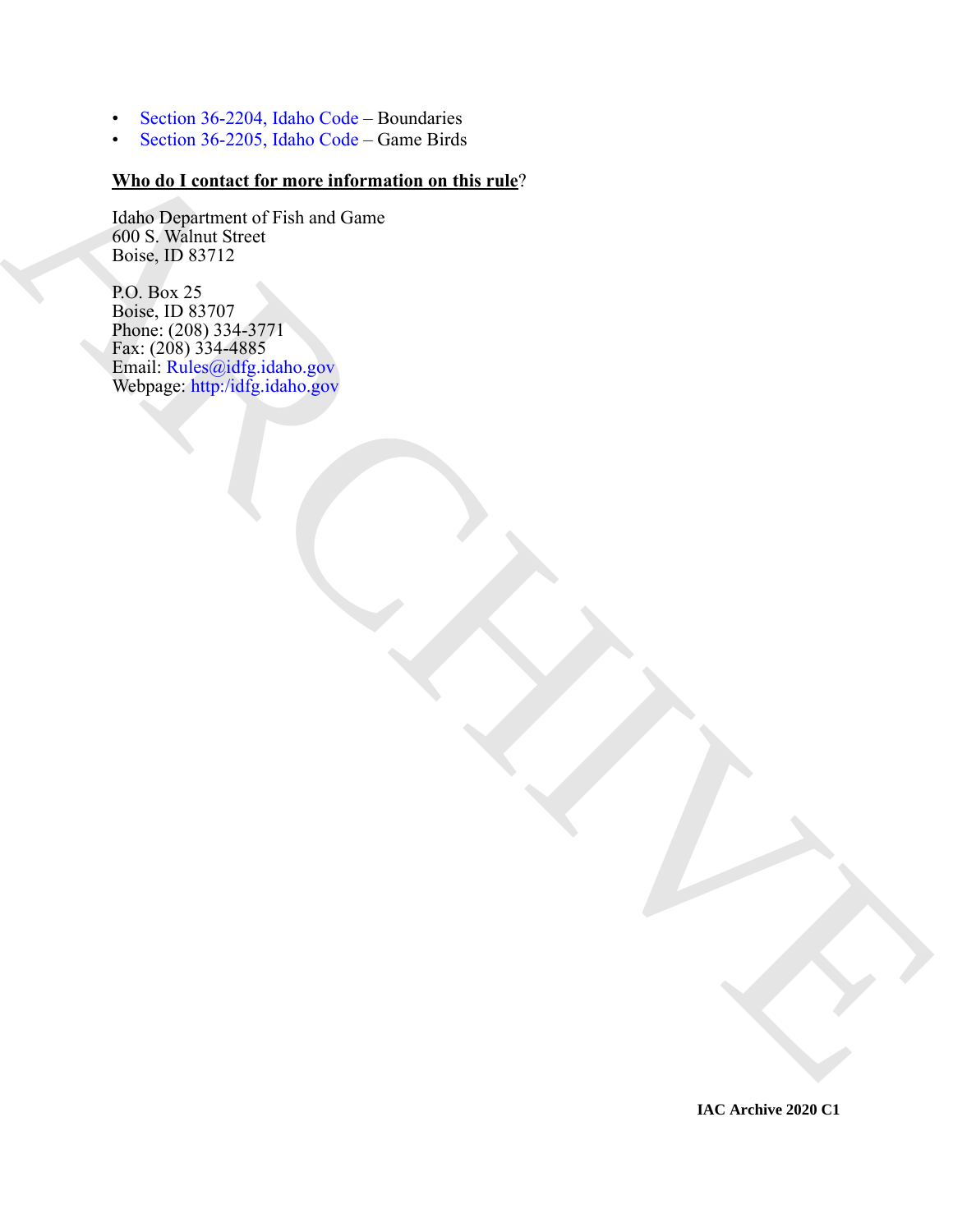- Section 36-2204, Idaho Code – Boundaries
- Section 36-2205, Idaho Code – Game Birds

**Who do I contact for more information on this rule?**

Idaho Department of Fish and Game
600 S. Walnut Street
Boise, ID 83712

P.O. Box 25
Boise, ID 83707
Phone: (208) 334-3771
Fax: (208) 334-4885
Email: Rules@idfg.idaho.gov
Webpage: http:/idfg.idaho.gov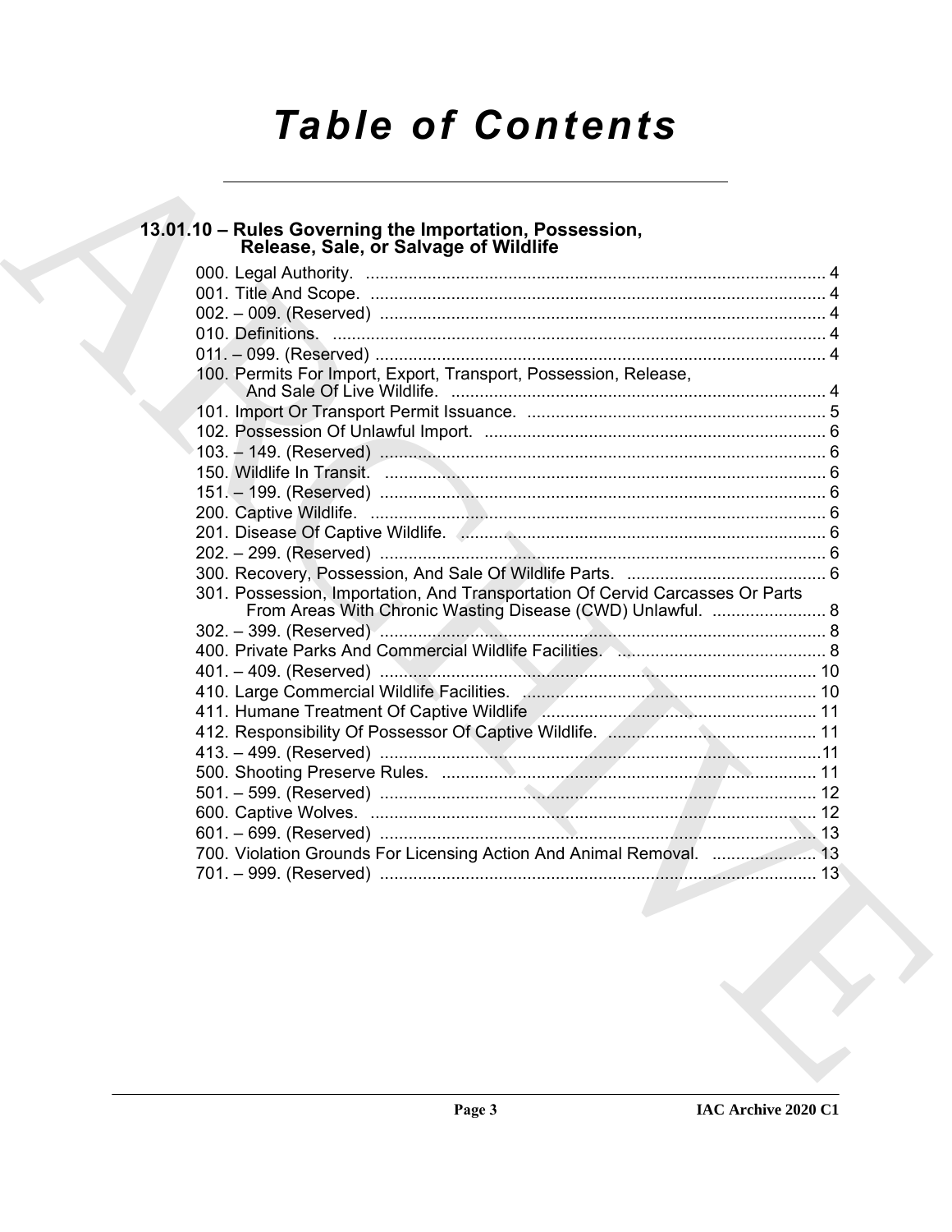# Table of Contents

## 13.01.10 – Rules Governing the Importation, Possession, Release, Sale, or Salvage of Wildlife

000. Legal Authority. ........................................................................................ 4
001. Title And Scope. ........................................................................................ 4
002. – 009. (Reserved) ........................................................................................ 4
010. Definitions. ........................................................................................ 4
011. – 099. (Reserved) ........................................................................................ 4
100. Permits For Import, Export, Transport, Possession, Release, And Sale Of Live Wildlife. ........................................................................................ 4
101. Import Or Transport Permit Issuance. ........................................................................................ 5
102. Possession Of Unlawful Import. ........................................................................................ 6
103. – 149. (Reserved) ........................................................................................ 6
150. Wildlife In Transit. ........................................................................................ 6
151. – 199. (Reserved) ........................................................................................ 6
200. Captive Wildlife. ........................................................................................ 6
201. Disease Of Captive Wildlife. ........................................................................................ 6
202. – 299. (Reserved) ........................................................................................ 6
300. Recovery, Possession, And Sale Of Wildlife Parts. ........................................................................................ 6
301. Possession, Importation, And Transportation Of Cervid Carcasses Or Parts From Areas With Chronic Wasting Disease (CWD) Unlawful. ........................................................................................ 8
302. – 399. (Reserved) ........................................................................................ 8
400. Private Parks And Commercial Wildlife Facilities. ........................................................................................ 8
401. – 409. (Reserved) ........................................................................................ 10
410. Large Commercial Wildlife Facilities. ........................................................................................ 10
411. Humane Treatment Of Captive Wildlife ........................................................................................ 11
412. Responsibility Of Possessor Of Captive Wildlife. ........................................................................................ 11
413. – 499. (Reserved) ........................................................................................ 11
500. Shooting Preserve Rules. ........................................................................................ 11
501. – 599. (Reserved) ........................................................................................ 12
600. Captive Wolves. ........................................................................................ 12
601. – 699. (Reserved) ........................................................................................ 13
700. Violation Grounds For Licensing Action And Animal Removal. ........................................................................................ 13
701. – 999. (Reserved) ........................................................................................ 13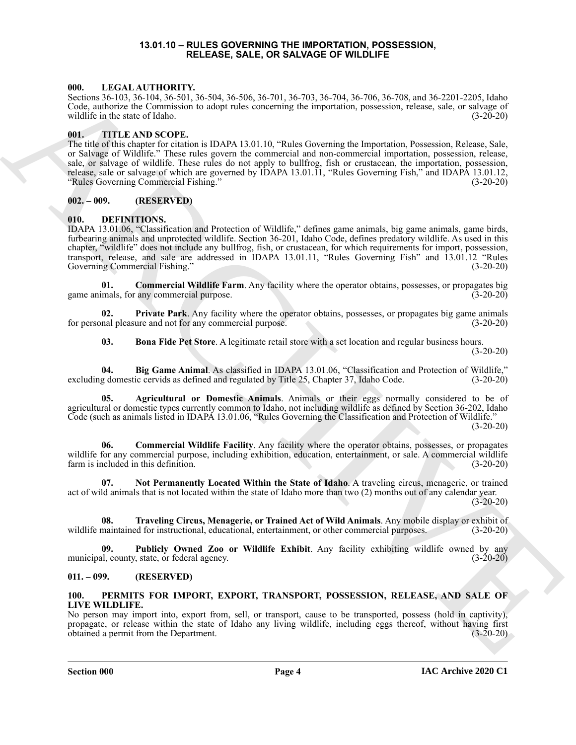# 13.01.10 – RULES GOVERNING THE IMPORTATION, POSSESSION, RELEASE, SALE, OR SALVAGE OF WILDLIFE

## 000. LEGAL AUTHORITY.

Sections 36-103, 36-104, 36-501, 36-504, 36-506, 36-701, 36-703, 36-704, 36-706, 36-708, and 36-2201-2205, Idaho Code, authorize the Commission to adopt rules concerning the importation, possession, release, sale, or salvage of wildlife in the state of Idaho. (3-20-20)

## 001. TITLE AND SCOPE.

The title of this chapter for citation is IDAPA 13.01.10, "Rules Governing the Importation, Possession, Release, Sale, or Salvage of Wildlife." These rules govern the commercial and non-commercial importation, possession, release, sale, or salvage of wildlife. These rules do not apply to bullfrog, fish or crustacean, the importation, possession, release, sale or salvage of which are governed by IDAPA 13.01.11, "Rules Governing Fish," and IDAPA 13.01.12, "Rules Governing Commercial Fishing." (3-20-20)

## 002. – 009. (RESERVED)

## 010. DEFINITIONS.

IDAPA 13.01.06, "Classification and Protection of Wildlife," defines game animals, big game animals, game birds, furbearing animals and unprotected wildlife. Section 36-201, Idaho Code, defines predatory wildlife. As used in this chapter, "wildlife" does not include any bullfrog, fish, or crustacean, for which requirements for import, possession, transport, release, and sale are addressed in IDAPA 13.01.11, "Rules Governing Fish" and 13.01.12 "Rules Governing Commercial Fishing." (3-20-20)

**01. Commercial Wildlife Farm**. Any facility where the operator obtains, possesses, or propagates big game animals, for any commercial purpose. (3-20-20)

**02. Private Park**. Any facility where the operator obtains, possesses, or propagates big game animals for personal pleasure and not for any commercial purpose. (3-20-20)

**03. Bona Fide Pet Store**. A legitimate retail store with a set location and regular business hours. (3-20-20)

**04. Big Game Animal**. As classified in IDAPA 13.01.06, "Classification and Protection of Wildlife," excluding domestic cervids as defined and regulated by Title 25, Chapter 37, Idaho Code. (3-20-20)

**05. Agricultural or Domestic Animals**. Animals or their eggs normally considered to be of agricultural or domestic types currently common to Idaho, not including wildlife as defined by Section 36-202, Idaho Code (such as animals listed in IDAPA 13.01.06, "Rules Governing the Classification and Protection of Wildlife." (3-20-20)

**06. Commercial Wildlife Facility**. Any facility where the operator obtains, possesses, or propagates wildlife for any commercial purpose, including exhibition, education, entertainment, or sale. A commercial wildlife farm is included in this definition. (3-20-20)

**07. Not Permanently Located Within the State of Idaho**. A traveling circus, menagerie, or trained act of wild animals that is not located within the state of Idaho more than two (2) months out of any calendar year. (3-20-20)

**08. Traveling Circus, Menagerie, or Trained Act of Wild Animals**. Any mobile display or exhibit of wildlife maintained for instructional, educational, entertainment, or other commercial purposes. (3-20-20)

**09. Publicly Owned Zoo or Wildlife Exhibit**. Any facility exhibiting wildlife owned by any municipal, county, state, or federal agency. (3-20-20)

## 011. – 099. (RESERVED)

## 100. PERMITS FOR IMPORT, EXPORT, TRANSPORT, POSSESSION, RELEASE, AND SALE OF LIVE WILDLIFE.

No person may import into, export from, sell, or transport, cause to be transported, possess (hold in captivity), propagate, or release within the state of Idaho any living wildlife, including eggs thereof, without having first obtained a permit from the Department. (3-20-20)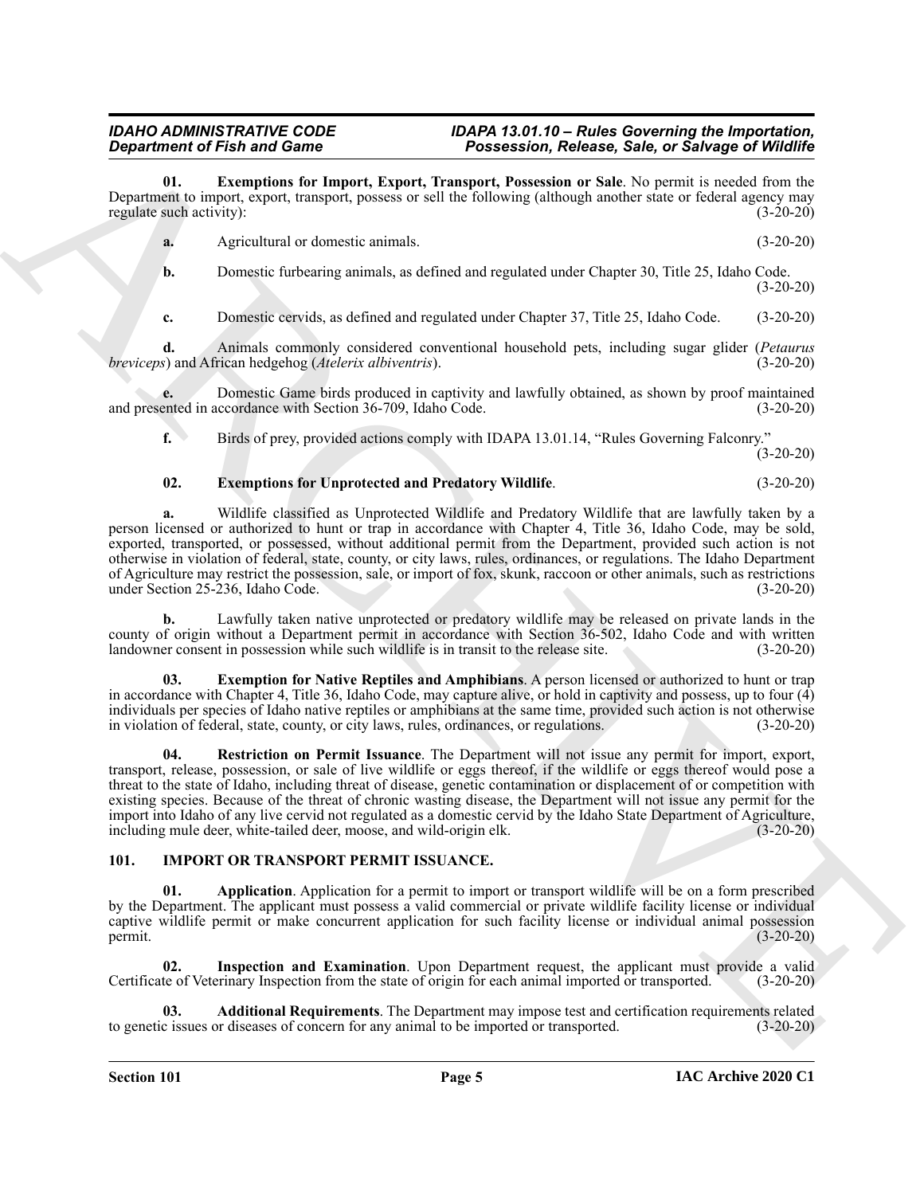**01. Exemptions for Import, Export, Transport, Possession or Sale**. No permit is needed from the Department to import, export, transport, possess or sell the following (although another state or federal agency may regulate such activity): (3-20-20)

**a.** Agricultural or domestic animals. (3-20-20)

**b.** Domestic furbearing animals, as defined and regulated under Chapter 30, Title 25, Idaho Code. (3-20-20)

**c.** Domestic cervids, as defined and regulated under Chapter 37, Title 25, Idaho Code. (3-20-20)

**d.** Animals commonly considered conventional household pets, including sugar glider (*Petaurus breviceps*) and African hedgehog (*Atelerix albiventris*). (3-20-20)

**e.** Domestic Game birds produced in captivity and lawfully obtained, as shown by proof maintained and presented in accordance with Section 36-709, Idaho Code. (3-20-20)

**f.** Birds of prey, provided actions comply with IDAPA 13.01.14, "Rules Governing Falconry." (3-20-20)

**02. Exemptions for Unprotected and Predatory Wildlife**. (3-20-20)

**a.** Wildlife classified as Unprotected Wildlife and Predatory Wildlife that are lawfully taken by a person licensed or authorized to hunt or trap in accordance with Chapter 4, Title 36, Idaho Code, may be sold, exported, transported, or possessed, without additional permit from the Department, provided such action is not otherwise in violation of federal, state, county, or city laws, rules, ordinances, or regulations. The Idaho Department of Agriculture may restrict the possession, sale, or import of fox, skunk, raccoon or other animals, such as restrictions under Section 25-236, Idaho Code. (3-20-20)

**b.** Lawfully taken native unprotected or predatory wildlife may be released on private lands in the county of origin without a Department permit in accordance with Section 36-502, Idaho Code and with written landowner consent in possession while such wildlife is in transit to the release site. (3-20-20)

**03. Exemption for Native Reptiles and Amphibians**. A person licensed or authorized to hunt or trap in accordance with Chapter 4, Title 36, Idaho Code, may capture alive, or hold in captivity and possess, up to four (4) individuals per species of Idaho native reptiles or amphibians at the same time, provided such action is not otherwise in violation of federal, state, county, or city laws, rules, ordinances, or regulations. (3-20-20)

**04. Restriction on Permit Issuance**. The Department will not issue any permit for import, export, transport, release, possession, or sale of live wildlife or eggs thereof, if the wildlife or eggs thereof would pose a threat to the state of Idaho, including threat of disease, genetic contamination or displacement of or competition with existing species. Because of the threat of chronic wasting disease, the Department will not issue any permit for the import into Idaho of any live cervid not regulated as a domestic cervid by the Idaho State Department of Agriculture, including mule deer, white-tailed deer, moose, and wild-origin elk. (3-20-20)

## 101. IMPORT OR TRANSPORT PERMIT ISSUANCE.

**01. Application**. Application for a permit to import or transport wildlife will be on a form prescribed by the Department. The applicant must possess a valid commercial or private wildlife facility license or individual captive wildlife permit or make concurrent application for such facility license or individual animal possession permit. (3-20-20)

**02. Inspection and Examination**. Upon Department request, the applicant must provide a valid Certificate of Veterinary Inspection from the state of origin for each animal imported or transported. (3-20-20)

**03. Additional Requirements**. The Department may impose test and certification requirements related to genetic issues or diseases of concern for any animal to be imported or transported. (3-20-20)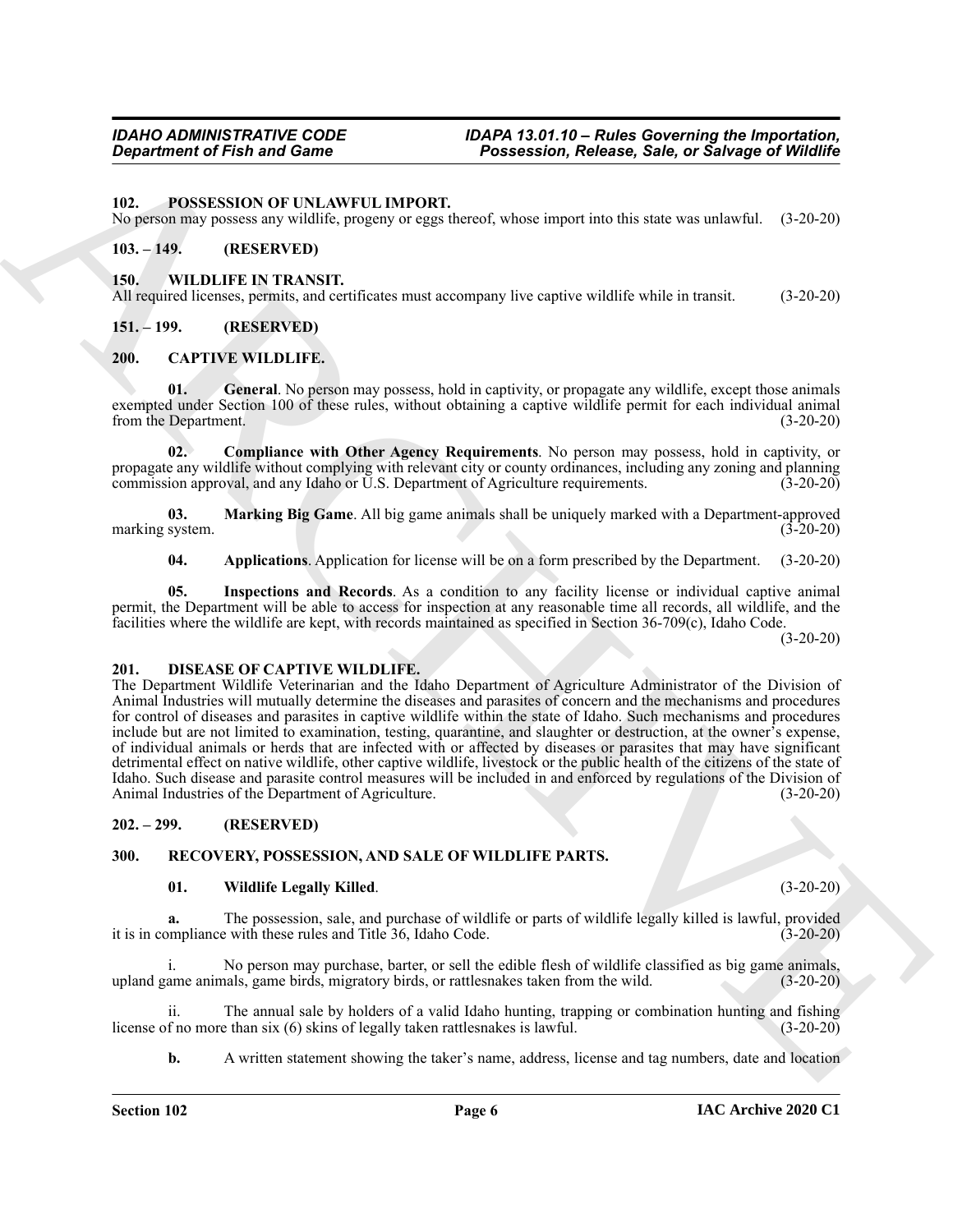## 102. POSSESSION OF UNLAWFUL IMPORT.

No person may possess any wildlife, progeny or eggs thereof, whose import into this state was unlawful. (3-20-20)

## 103. – 149. (RESERVED)

## 150. WILDLIFE IN TRANSIT.

All required licenses, permits, and certificates must accompany live captive wildlife while in transit. (3-20-20)

## 151. – 199. (RESERVED)

## 200. CAPTIVE WILDLIFE.

**01. General**. No person may possess, hold in captivity, or propagate any wildlife, except those animals exempted under Section 100 of these rules, without obtaining a captive wildlife permit for each individual animal from the Department. (3-20-20)

**02. Compliance with Other Agency Requirements**. No person may possess, hold in captivity, or propagate any wildlife without complying with relevant city or county ordinances, including any zoning and planning commission approval, and any Idaho or U.S. Department of Agriculture requirements. (3-20-20)

**03. Marking Big Game**. All big game animals shall be uniquely marked with a Department-approved marking system. (3-20-20)

**04. Applications**. Application for license will be on a form prescribed by the Department. (3-20-20)

**05. Inspections and Records**. As a condition to any facility license or individual captive animal permit, the Department will be able to access for inspection at any reasonable time all records, all wildlife, and the facilities where the wildlife are kept, with records maintained as specified in Section 36-709(c), Idaho Code. (3-20-20)

## 201. DISEASE OF CAPTIVE WILDLIFE.

The Department Wildlife Veterinarian and the Idaho Department of Agriculture Administrator of the Division of Animal Industries will mutually determine the diseases and parasites of concern and the mechanisms and procedures for control of diseases and parasites in captive wildlife within the state of Idaho. Such mechanisms and procedures include but are not limited to examination, testing, quarantine, and slaughter or destruction, at the owner's expense, of individual animals or herds that are infected with or affected by diseases or parasites that may have significant detrimental effect on native wildlife, other captive wildlife, livestock or the public health of the citizens of the state of Idaho. Such disease and parasite control measures will be included in and enforced by regulations of the Division of Animal Industries of the Department of Agriculture. (3-20-20)

## 202. – 299. (RESERVED)

## 300. RECOVERY, POSSESSION, AND SALE OF WILDLIFE PARTS.

**01. Wildlife Legally Killed**. (3-20-20)

**a.** The possession, sale, and purchase of wildlife or parts of wildlife legally killed is lawful, provided it is in compliance with these rules and Title 36, Idaho Code. (3-20-20)

i. No person may purchase, barter, or sell the edible flesh of wildlife classified as big game animals, upland game animals, game birds, migratory birds, or rattlesnakes taken from the wild. (3-20-20)

ii. The annual sale by holders of a valid Idaho hunting, trapping or combination hunting and fishing license of no more than six (6) skins of legally taken rattlesnakes is lawful. (3-20-20)

**b.** A written statement showing the taker's name, address, license and tag numbers, date and location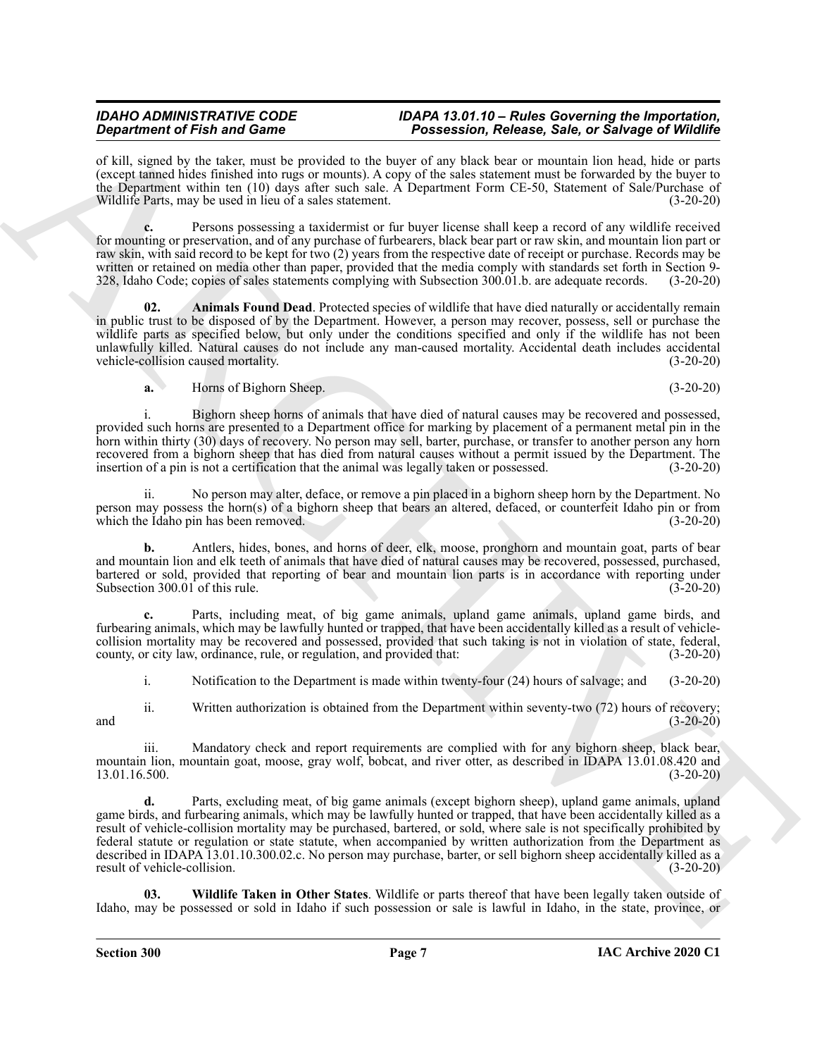of kill, signed by the taker, must be provided to the buyer of any black bear or mountain lion head, hide or parts (except tanned hides finished into rugs or mounts). A copy of the sales statement must be forwarded by the buyer to the Department within ten (10) days after such sale. A Department Form CE-50, Statement of Sale/Purchase of Wildlife Parts, may be used in lieu of a sales statement. (3-20-20)

**c.** Persons possessing a taxidermist or fur buyer license shall keep a record of any wildlife received for mounting or preservation, and of any purchase of furbearers, black bear part or raw skin, and mountain lion part or raw skin, with said record to be kept for two (2) years from the respective date of receipt or purchase. Records may be written or retained on media other than paper, provided that the media comply with standards set forth in Section 9-328, Idaho Code; copies of sales statements complying with Subsection 300.01.b. are adequate records. (3-20-20)

**02. Animals Found Dead**. Protected species of wildlife that have died naturally or accidentally remain in public trust to be disposed of by the Department. However, a person may recover, possess, sell or purchase the wildlife parts as specified below, but only under the conditions specified and only if the wildlife has not been unlawfully killed. Natural causes do not include any man-caused mortality. Accidental death includes accidental vehicle-collision caused mortality. (3-20-20)

**a.** Horns of Bighorn Sheep. (3-20-20)

i. Bighorn sheep horns of animals that have died of natural causes may be recovered and possessed, provided such horns are presented to a Department office for marking by placement of a permanent metal pin in the horn within thirty (30) days of recovery. No person may sell, barter, purchase, or transfer to another person any horn recovered from a bighorn sheep that has died from natural causes without a permit issued by the Department. The insertion of a pin is not a certification that the animal was legally taken or possessed. (3-20-20)

ii. No person may alter, deface, or remove a pin placed in a bighorn sheep horn by the Department. No person may possess the horn(s) of a bighorn sheep that bears an altered, defaced, or counterfeit Idaho pin or from which the Idaho pin has been removed. (3-20-20)

**b.** Antlers, hides, bones, and horns of deer, elk, moose, pronghorn and mountain goat, parts of bear and mountain lion and elk teeth of animals that have died of natural causes may be recovered, possessed, purchased, bartered or sold, provided that reporting of bear and mountain lion parts is in accordance with reporting under Subsection 300.01 of this rule. (3-20-20)

**c.** Parts, including meat, of big game animals, upland game animals, upland game birds, and furbearing animals, which may be lawfully hunted or trapped, that have been accidentally killed as a result of vehicle-collision mortality may be recovered and possessed, provided that such taking is not in violation of state, federal, county, or city law, ordinance, rule, or regulation, and provided that: (3-20-20)

i. Notification to the Department is made within twenty-four (24) hours of salvage; and (3-20-20)

ii. Written authorization is obtained from the Department within seventy-two (72) hours of recovery; and (3-20-20)

iii. Mandatory check and report requirements are complied with for any bighorn sheep, black bear, mountain lion, mountain goat, moose, gray wolf, bobcat, and river otter, as described in IDAPA 13.01.08.420 and 13.01.16.500. (3-20-20)

**d.** Parts, excluding meat, of big game animals (except bighorn sheep), upland game animals, upland game birds, and furbearing animals, which may be lawfully hunted or trapped, that have been accidentally killed as a result of vehicle-collision mortality may be purchased, bartered, or sold, where sale is not specifically prohibited by federal statute or regulation or state statute, when accompanied by written authorization from the Department as described in IDAPA 13.01.10.300.02.c. No person may purchase, barter, or sell bighorn sheep accidentally killed as a result of vehicle-collision. (3-20-20)

**03. Wildlife Taken in Other States**. Wildlife or parts thereof that have been legally taken outside of Idaho, may be possessed or sold in Idaho if such possession or sale is lawful in Idaho, in the state, province, or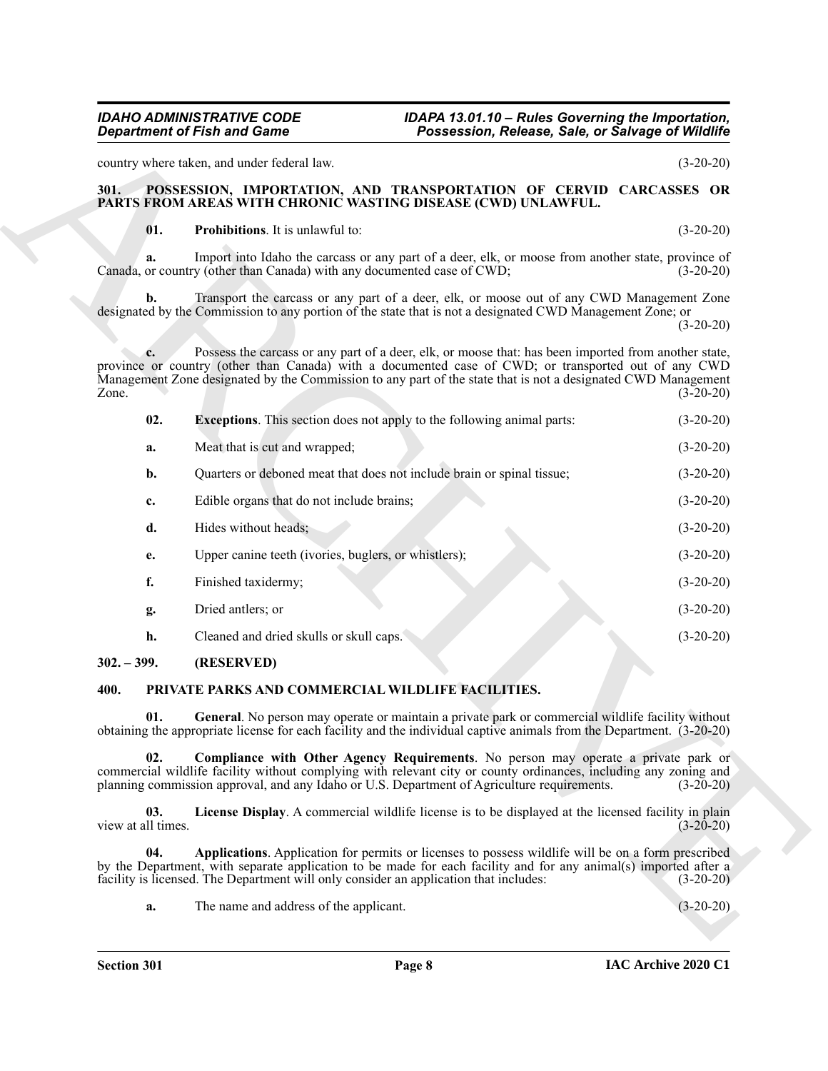country where taken, and under federal law. (3-20-20)

## 301. POSSESSION, IMPORTATION, AND TRANSPORTATION OF CERVID CARCASSES OR PARTS FROM AREAS WITH CHRONIC WASTING DISEASE (CWD) UNLAWFUL.

**01. Prohibitions**. It is unlawful to: (3-20-20)

**a.** Import into Idaho the carcass or any part of a deer, elk, or moose from another state, province of Canada, or country (other than Canada) with any documented case of CWD; (3-20-20)

**b.** Transport the carcass or any part of a deer, elk, or moose out of any CWD Management Zone designated by the Commission to any portion of the state that is not a designated CWD Management Zone; or (3-20-20)

**c.** Possess the carcass or any part of a deer, elk, or moose that: has been imported from another state, province or country (other than Canada) with a documented case of CWD; or transported out of any CWD Management Zone designated by the Commission to any part of the state that is not a designated CWD Management Zone. (3-20-20)

**02. Exceptions**. This section does not apply to the following animal parts: (3-20-20)

**a.** Meat that is cut and wrapped; (3-20-20)

**b.** Quarters or deboned meat that does not include brain or spinal tissue; (3-20-20)

**c.** Edible organs that do not include brains; (3-20-20)

**d.** Hides without heads; (3-20-20)

**e.** Upper canine teeth (ivories, buglers, or whistlers); (3-20-20)

**f.** Finished taxidermy; (3-20-20)

**g.** Dried antlers; or (3-20-20)

**h.** Cleaned and dried skulls or skull caps. (3-20-20)

## 302. – 399. (RESERVED)

## 400. PRIVATE PARKS AND COMMERCIAL WILDLIFE FACILITIES.

**01. General**. No person may operate or maintain a private park or commercial wildlife facility without obtaining the appropriate license for each facility and the individual captive animals from the Department. (3-20-20)

**02. Compliance with Other Agency Requirements**. No person may operate a private park or commercial wildlife facility without complying with relevant city or county ordinances, including any zoning and planning commission approval, and any Idaho or U.S. Department of Agriculture requirements. (3-20-20)

**03. License Display**. A commercial wildlife license is to be displayed at the licensed facility in plain view at all times. (3-20-20)

**04. Applications**. Application for permits or licenses to possess wildlife will be on a form prescribed by the Department, with separate application to be made for each facility and for any animal(s) imported after a facility is licensed. The Department will only consider an application that includes: (3-20-20)

**a.** The name and address of the applicant. (3-20-20)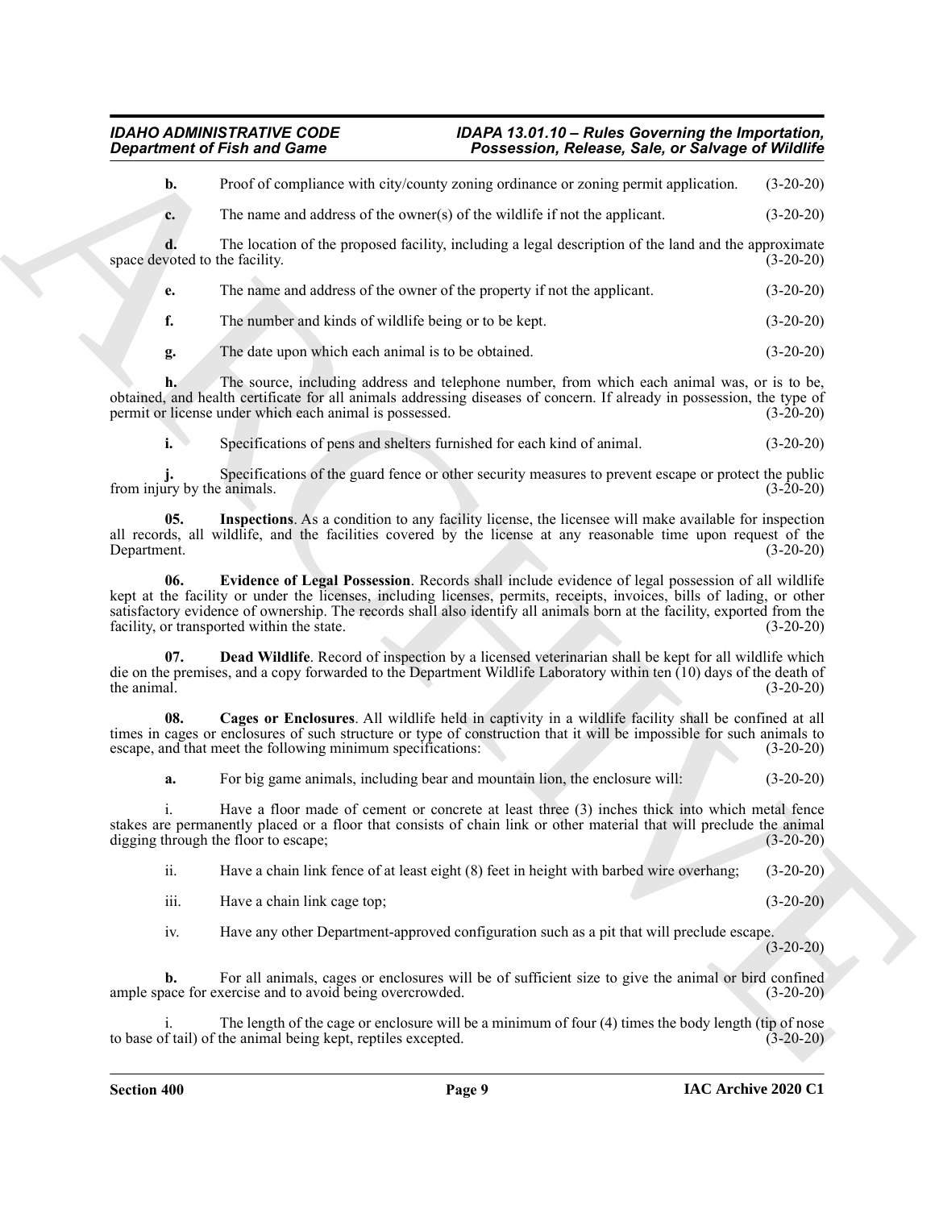**b.** Proof of compliance with city/county zoning ordinance or zoning permit application. (3-20-20)

**c.** The name and address of the owner(s) of the wildlife if not the applicant. (3-20-20)

**d.** The location of the proposed facility, including a legal description of the land and the approximate space devoted to the facility. (3-20-20)

**e.** The name and address of the owner of the property if not the applicant. (3-20-20)

**f.** The number and kinds of wildlife being or to be kept. (3-20-20)

**g.** The date upon which each animal is to be obtained. (3-20-20)

**h.** The source, including address and telephone number, from which each animal was, or is to be, obtained, and health certificate for all animals addressing diseases of concern. If already in possession, the type of permit or license under which each animal is possessed. (3-20-20)

**i.** Specifications of pens and shelters furnished for each kind of animal. (3-20-20)

**j.** Specifications of the guard fence or other security measures to prevent escape or protect the public from injury by the animals. (3-20-20)

**05. Inspections**. As a condition to any facility license, the licensee will make available for inspection all records, all wildlife, and the facilities covered by the license at any reasonable time upon request of the Department. (3-20-20)

**06. Evidence of Legal Possession**. Records shall include evidence of legal possession of all wildlife kept at the facility or under the licenses, including licenses, permits, receipts, invoices, bills of lading, or other satisfactory evidence of ownership. The records shall also identify all animals born at the facility, exported from the facility, or transported within the state. (3-20-20)

**07. Dead Wildlife**. Record of inspection by a licensed veterinarian shall be kept for all wildlife which die on the premises, and a copy forwarded to the Department Wildlife Laboratory within ten (10) days of the death of the animal. (3-20-20)

**08. Cages or Enclosures**. All wildlife held in captivity in a wildlife facility shall be confined at all times in cages or enclosures of such structure or type of construction that it will be impossible for such animals to escape, and that meet the following minimum specifications: (3-20-20)

**a.** For big game animals, including bear and mountain lion, the enclosure will: (3-20-20)

i. Have a floor made of cement or concrete at least three (3) inches thick into which metal fence stakes are permanently placed or a floor that consists of chain link or other material that will preclude the animal digging through the floor to escape; (3-20-20)

ii. Have a chain link fence of at least eight (8) feet in height with barbed wire overhang; (3-20-20)

iii. Have a chain link cage top; (3-20-20)

iv. Have any other Department-approved configuration such as a pit that will preclude escape. (3-20-20)

**b.** For all animals, cages or enclosures will be of sufficient size to give the animal or bird confined ample space for exercise and to avoid being overcrowded. (3-20-20)

i. The length of the cage or enclosure will be a minimum of four (4) times the body length (tip of nose to base of tail) of the animal being kept, reptiles excepted. (3-20-20)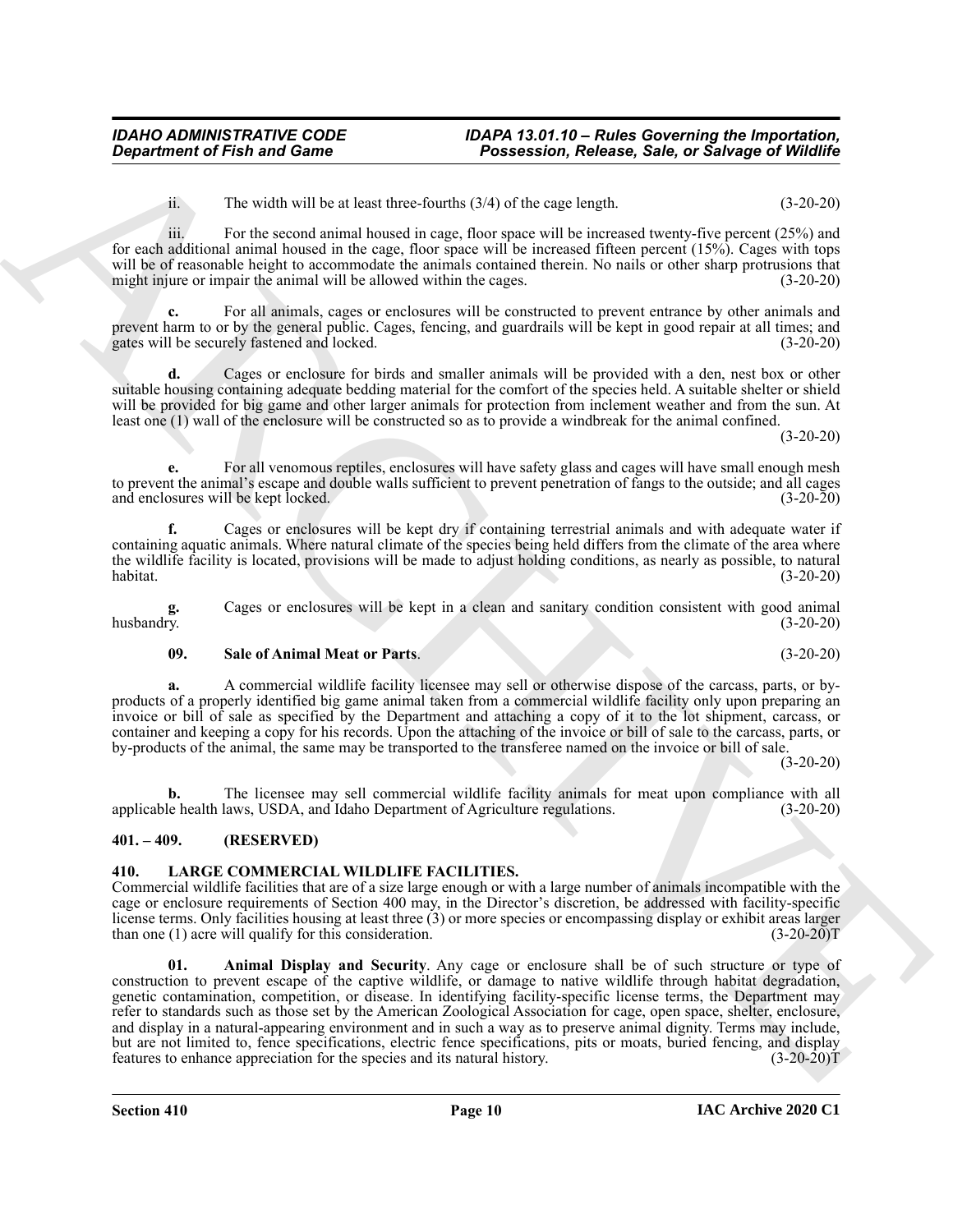ii. The width will be at least three-fourths (3/4) of the cage length. (3-20-20)

iii. For the second animal housed in cage, floor space will be increased twenty-five percent (25%) and for each additional animal housed in the cage, floor space will be increased fifteen percent (15%). Cages with tops will be of reasonable height to accommodate the animals contained therein. No nails or other sharp protrusions that might injure or impair the animal will be allowed within the cages. (3-20-20)

**c.** For all animals, cages or enclosures will be constructed to prevent entrance by other animals and prevent harm to or by the general public. Cages, fencing, and guardrails will be kept in good repair at all times; and gates will be securely fastened and locked. (3-20-20)

**d.** Cages or enclosure for birds and smaller animals will be provided with a den, nest box or other suitable housing containing adequate bedding material for the comfort of the species held. A suitable shelter or shield will be provided for big game and other larger animals for protection from inclement weather and from the sun. At least one (1) wall of the enclosure will be constructed so as to provide a windbreak for the animal confined. (3-20-20)

**e.** For all venomous reptiles, enclosures will have safety glass and cages will have small enough mesh to prevent the animal's escape and double walls sufficient to prevent penetration of fangs to the outside; and all cages and enclosures will be kept locked. (3-20-20)

**f.** Cages or enclosures will be kept dry if containing terrestrial animals and with adequate water if containing aquatic animals. Where natural climate of the species being held differs from the climate of the area where the wildlife facility is located, provisions will be made to adjust holding conditions, as nearly as possible, to natural habitat. (3-20-20)

**g.** Cages or enclosures will be kept in a clean and sanitary condition consistent with good animal husbandry. (3-20-20)

**09. Sale of Animal Meat or Parts**. (3-20-20)

**a.** A commercial wildlife facility licensee may sell or otherwise dispose of the carcass, parts, or by-products of a properly identified big game animal taken from a commercial wildlife facility only upon preparing an invoice or bill of sale as specified by the Department and attaching a copy of it to the lot shipment, carcass, or container and keeping a copy for his records. Upon the attaching of the invoice or bill of sale to the carcass, parts, or by-products of the animal, the same may be transported to the transferee named on the invoice or bill of sale. (3-20-20)

**b.** The licensee may sell commercial wildlife facility animals for meat upon compliance with all applicable health laws, USDA, and Idaho Department of Agriculture regulations. (3-20-20)

## 401. – 409. (RESERVED)

## 410. LARGE COMMERCIAL WILDLIFE FACILITIES.

Commercial wildlife facilities that are of a size large enough or with a large number of animals incompatible with the cage or enclosure requirements of Section 400 may, in the Director's discretion, be addressed with facility-specific license terms. Only facilities housing at least three (3) or more species or encompassing display or exhibit areas larger than one (1) acre will qualify for this consideration. (3-20-20)T

**01. Animal Display and Security**. Any cage or enclosure shall be of such structure or type of construction to prevent escape of the captive wildlife, or damage to native wildlife through habitat degradation, genetic contamination, competition, or disease. In identifying facility-specific license terms, the Department may refer to standards such as those set by the American Zoological Association for cage, open space, shelter, enclosure, and display in a natural-appearing environment and in such a way as to preserve animal dignity. Terms may include, but are not limited to, fence specifications, electric fence specifications, pits or moats, buried fencing, and display features to enhance appreciation for the species and its natural history. (3-20-20)T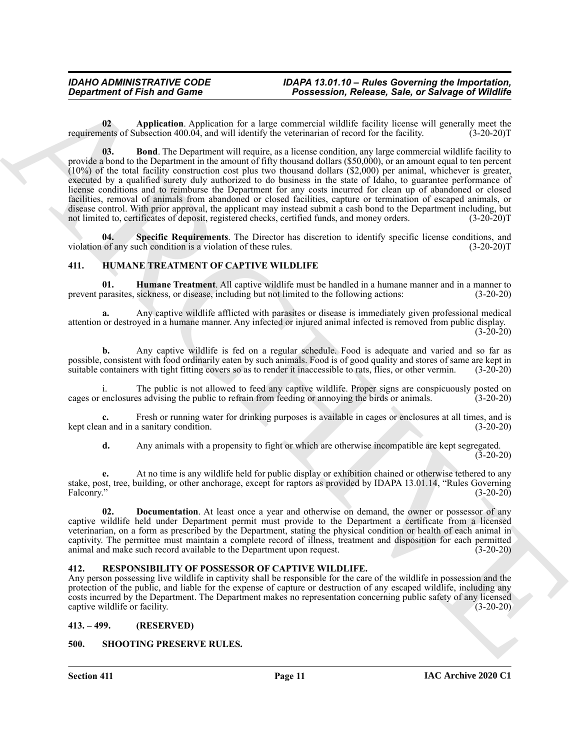**02 Application**. Application for a large commercial wildlife facility license will generally meet the requirements of Subsection 400.04, and will identify the veterinarian of record for the facility. (3-20-20)T

**03. Bond**. The Department will require, as a license condition, any large commercial wildlife facility to provide a bond to the Department in the amount of fifty thousand dollars ($50,000), or an amount equal to ten percent (10%) of the total facility construction cost plus two thousand dollars ($2,000) per animal, whichever is greater, executed by a qualified surety duly authorized to do business in the state of Idaho, to guarantee performance of license conditions and to reimburse the Department for any costs incurred for clean up of abandoned or closed facilities, removal of animals from abandoned or closed facilities, capture or termination of escaped animals, or disease control. With prior approval, the applicant may instead submit a cash bond to the Department including, but not limited to, certificates of deposit, registered checks, certified funds, and money orders. (3-20-20)T

**04. Specific Requirements**. The Director has discretion to identify specific license conditions, and violation of any such condition is a violation of these rules. (3-20-20)T

## 411. HUMANE TREATMENT OF CAPTIVE WILDLIFE

**01. Humane Treatment**. All captive wildlife must be handled in a humane manner and in a manner to prevent parasites, sickness, or disease, including but not limited to the following actions: (3-20-20)

**a.** Any captive wildlife afflicted with parasites or disease is immediately given professional medical attention or destroyed in a humane manner. Any infected or injured animal infected is removed from public display. (3-20-20)

**b.** Any captive wildlife is fed on a regular schedule. Food is adequate and varied and so far as possible, consistent with food ordinarily eaten by such animals. Food is of good quality and stores of same are kept in suitable containers with tight fitting covers so as to render it inaccessible to rats, flies, or other vermin. (3-20-20)

i. The public is not allowed to feed any captive wildlife. Proper signs are conspicuously posted on cages or enclosures advising the public to refrain from feeding or annoying the birds or animals. (3-20-20)

**c.** Fresh or running water for drinking purposes is available in cages or enclosures at all times, and is kept clean and in a sanitary condition. (3-20-20)

**d.** Any animals with a propensity to fight or which are otherwise incompatible are kept segregated. (3-20-20)

**e.** At no time is any wildlife held for public display or exhibition chained or otherwise tethered to any stake, post, tree, building, or other anchorage, except for raptors as provided by IDAPA 13.01.14, "Rules Governing Falconry." (3-20-20)

**02. Documentation**. At least once a year and otherwise on demand, the owner or possessor of any captive wildlife held under Department permit must provide to the Department a certificate from a licensed veterinarian, on a form as prescribed by the Department, stating the physical condition or health of each animal in captivity. The permittee must maintain a complete record of illness, treatment and disposition for each permitted animal and make such record available to the Department upon request. (3-20-20)

## 412. RESPONSIBILITY OF POSSESSOR OF CAPTIVE WILDLIFE.

Any person possessing live wildlife in captivity shall be responsible for the care of the wildlife in possession and the protection of the public, and liable for the expense of capture or destruction of any escaped wildlife, including any costs incurred by the Department. The Department makes no representation concerning public safety of any licensed captive wildlife or facility. (3-20-20)

## 413. – 499. (RESERVED)

## 500. SHOOTING PRESERVE RULES.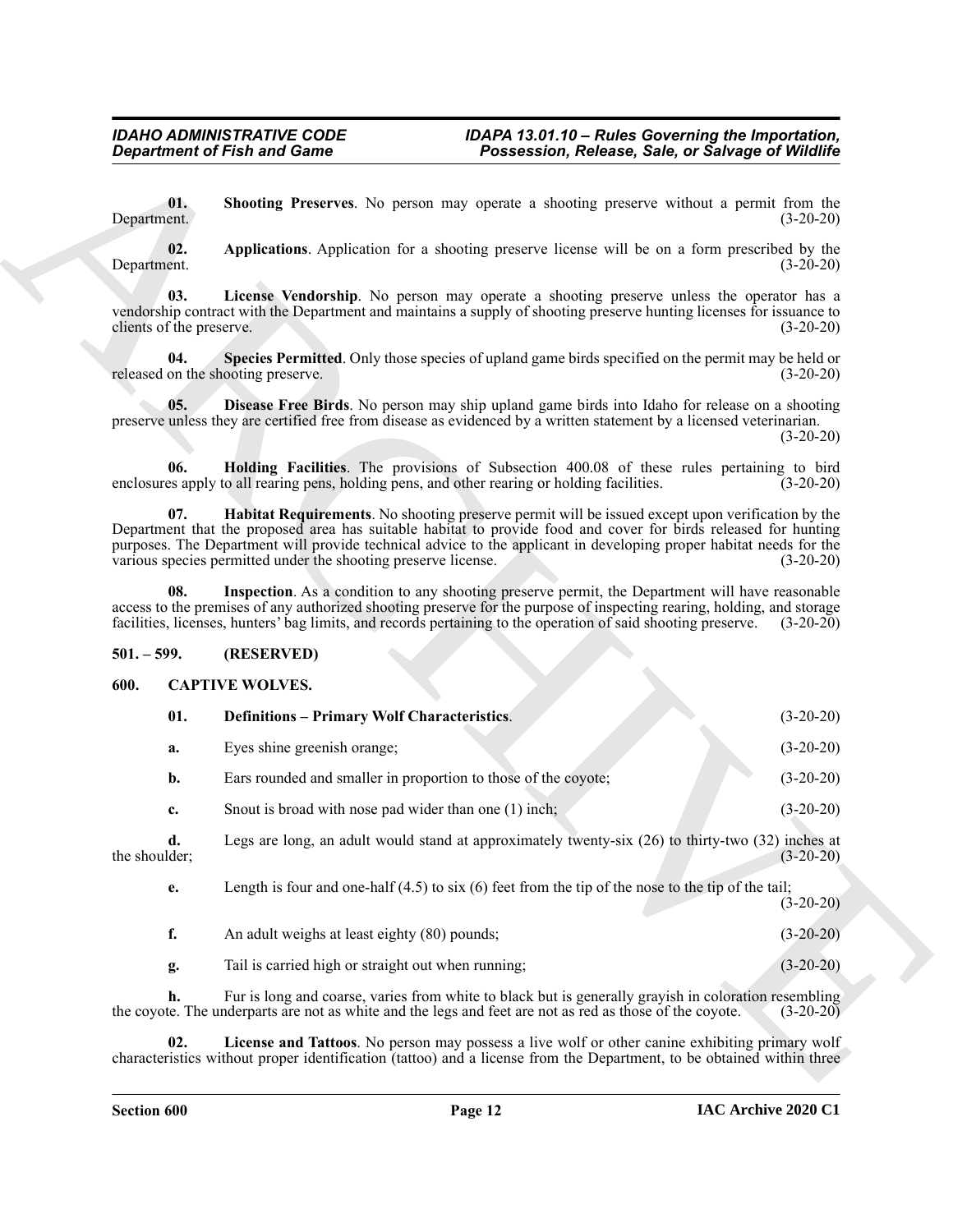**01. Shooting Preserves**. No person may operate a shooting preserve without a permit from the Department. (3-20-20)

**02. Applications**. Application for a shooting preserve license will be on a form prescribed by the Department. (3-20-20)

**03. License Vendorship**. No person may operate a shooting preserve unless the operator has a vendorship contract with the Department and maintains a supply of shooting preserve hunting licenses for issuance to clients of the preserve. (3-20-20)

**04. Species Permitted**. Only those species of upland game birds specified on the permit may be held or released on the shooting preserve. (3-20-20)

**05. Disease Free Birds**. No person may ship upland game birds into Idaho for release on a shooting preserve unless they are certified free from disease as evidenced by a written statement by a licensed veterinarian. (3-20-20)

**06. Holding Facilities**. The provisions of Subsection 400.08 of these rules pertaining to bird enclosures apply to all rearing pens, holding pens, and other rearing or holding facilities. (3-20-20)

**07. Habitat Requirements**. No shooting preserve permit will be issued except upon verification by the Department that the proposed area has suitable habitat to provide food and cover for birds released for hunting purposes. The Department will provide technical advice to the applicant in developing proper habitat needs for the various species permitted under the shooting preserve license. (3-20-20)

**08. Inspection**. As a condition to any shooting preserve permit, the Department will have reasonable access to the premises of any authorized shooting preserve for the purpose of inspecting rearing, holding, and storage facilities, licenses, hunters' bag limits, and records pertaining to the operation of said shooting preserve. (3-20-20)

## 501. – 599. (RESERVED)

## 600. CAPTIVE WOLVES.

**01. Definitions – Primary Wolf Characteristics**. (3-20-20)

**a.** Eyes shine greenish orange; (3-20-20)

**b.** Ears rounded and smaller in proportion to those of the coyote; (3-20-20)

**c.** Snout is broad with nose pad wider than one (1) inch; (3-20-20)

**d.** Legs are long, an adult would stand at approximately twenty-six (26) to thirty-two (32) inches at the shoulder; (3-20-20)

**e.** Length is four and one-half (4.5) to six (6) feet from the tip of the nose to the tip of the tail; (3-20-20)

**f.** An adult weighs at least eighty (80) pounds; (3-20-20)

**g.** Tail is carried high or straight out when running; (3-20-20)

**h.** Fur is long and coarse, varies from white to black but is generally grayish in coloration resembling the coyote. The underparts are not as white and the legs and feet are not as red as those of the coyote. (3-20-20)

**02. License and Tattoos**. No person may possess a live wolf or other canine exhibiting primary wolf characteristics without proper identification (tattoo) and a license from the Department, to be obtained within three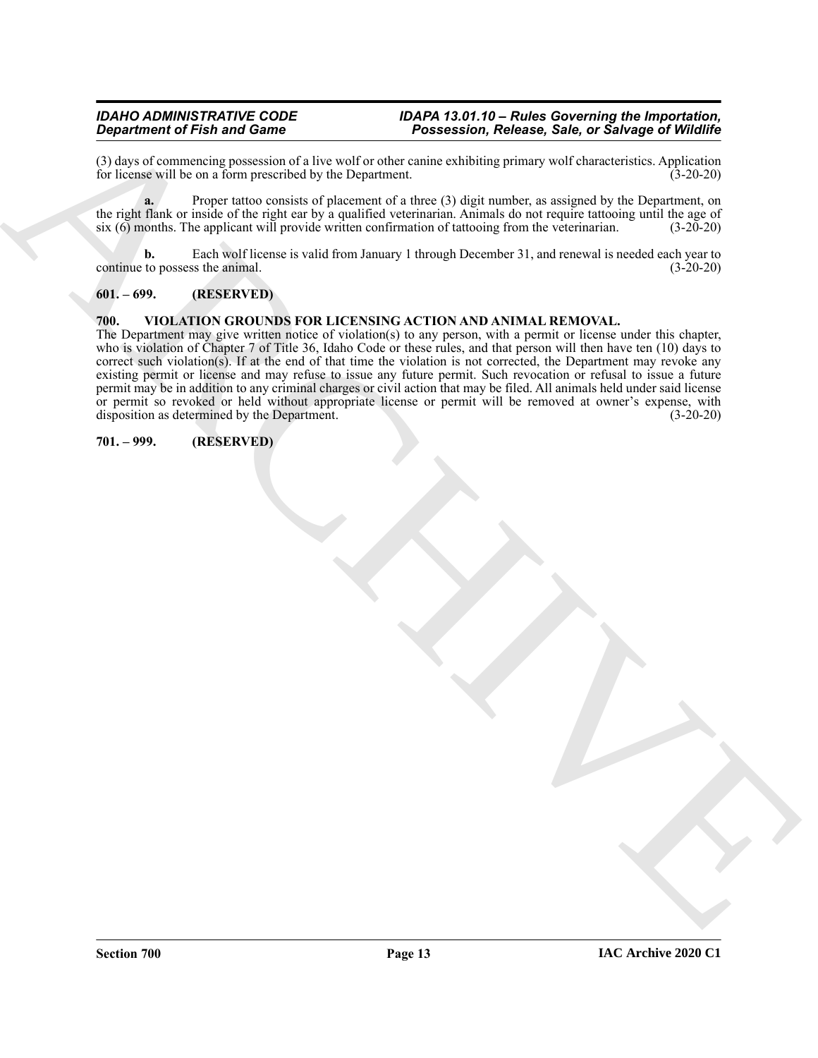(3) days of commencing possession of a live wolf or other canine exhibiting primary wolf characteristics. Application for license will be on a form prescribed by the Department. (3-20-20)

**a.** Proper tattoo consists of placement of a three (3) digit number, as assigned by the Department, on the right flank or inside of the right ear by a qualified veterinarian. Animals do not require tattooing until the age of six (6) months. The applicant will provide written confirmation of tattooing from the veterinarian. (3-20-20)

**b.** Each wolf license is valid from January 1 through December 31, and renewal is needed each year to continue to possess the animal. (3-20-20)

## 601. – 699. (RESERVED)

## 700. VIOLATION GROUNDS FOR LICENSING ACTION AND ANIMAL REMOVAL.

The Department may give written notice of violation(s) to any person, with a permit or license under this chapter, who is violation of Chapter 7 of Title 36, Idaho Code or these rules, and that person will then have ten (10) days to correct such violation(s). If at the end of that time the violation is not corrected, the Department may revoke any existing permit or license and may refuse to issue any future permit. Such revocation or refusal to issue a future permit may be in addition to any criminal charges or civil action that may be filed. All animals held under said license or permit so revoked or held without appropriate license or permit will be removed at owner's expense, with disposition as determined by the Department. (3-20-20)

## 701. – 999. (RESERVED)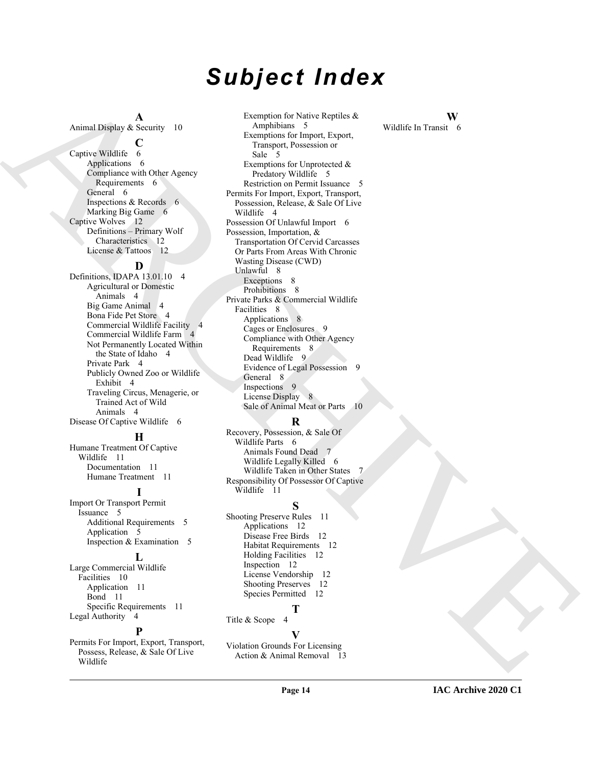# Subject Index

**A**

Animal Display & Security 10

**C**

Captive Wildlife 6
- Applications 6
- Compliance with Other Agency Requirements 6
- General 6
- Inspections & Records 6
- Marking Big Game 6

Captive Wolves 12
- Definitions – Primary Wolf Characteristics 12
- License & Tattoos 12

**D**

Definitions, IDAPA 13.01.10 4
- Agricultural or Domestic Animals 4
- Big Game Animal 4
- Bona Fide Pet Store 4
- Commercial Wildlife Facility 4
- Commercial Wildlife Farm 4
- Not Permanently Located Within the State of Idaho 4
- Private Park 4
- Publicly Owned Zoo or Wildlife Exhibit 4
- Traveling Circus, Menagerie, or Trained Act of Wild Animals 4

Disease Of Captive Wildlife 6

**H**

Humane Treatment Of Captive Wildlife 11
- Documentation 11
- Humane Treatment 11

**I**

Import Or Transport Permit Issuance 5
- Additional Requirements 5
- Application 5
- Inspection & Examination 5

**L**

Large Commercial Wildlife Facilities 10
- Application 11
- Bond 11
- Specific Requirements 11

Legal Authority 4

**P**

Permits For Import, Export, Transport, Possess, Release, & Sale Of Live Wildlife
- Exemption for Native Reptiles & Amphibians 5
- Exemptions for Import, Export, Transport, Possession or Sale 5
- Exemptions for Unprotected & Predatory Wildlife 5
- Restriction on Permit Issuance 5

Permits For Import, Export, Transport, Possession, Release, & Sale Of Live Wildlife 4

Possession Of Unlawful Import 6

Possession, Importation, & Transportation Of Cervid Carcasses Or Parts From Areas With Chronic Wasting Disease (CWD)
- Unlawful 8
  - Exceptions 8
  - Prohibitions 8

Private Parks & Commercial Wildlife Facilities 8
- Applications 8
- Cages or Enclosures 9
- Compliance with Other Agency Requirements 8
- Dead Wildlife 9
- Evidence of Legal Possession 9
- General 8
- Inspections 9
- License Display 8
- Sale of Animal Meat or Parts 10

**R**

Recovery, Possession, & Sale Of Wildlife Parts 6
- Animals Found Dead 7
- Wildlife Legally Killed 6
- Wildlife Taken in Other States 7

Responsibility Of Possessor Of Captive Wildlife 11

**S**

Shooting Preserve Rules 11
- Applications 12
- Disease Free Birds 12
- Habitat Requirements 12
- Holding Facilities 12
- Inspection 12
- License Vendorship 12
- Shooting Preserves 12
- Species Permitted 12

**T**

Title & Scope 4

**V**

Violation Grounds For Licensing Action & Animal Removal 13

**W**

Wildlife In Transit 6